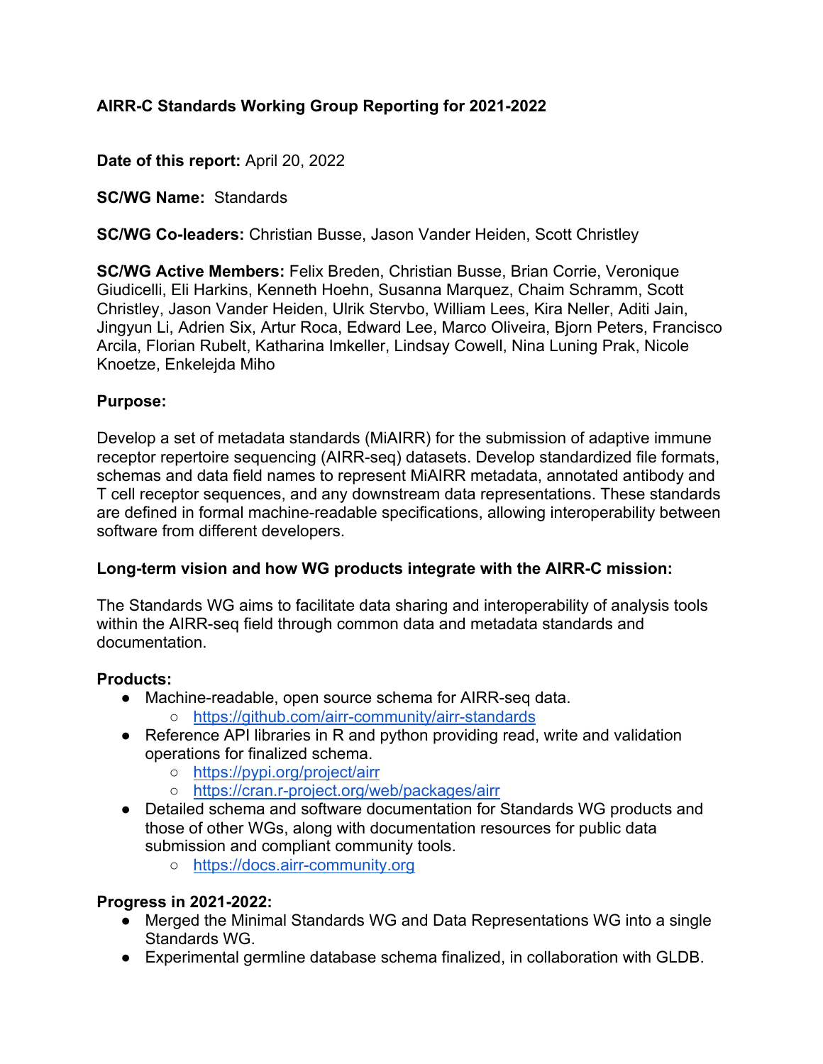# AIRR-C Standards Working Group Reporting for 2021-2022

**Date of this report:** April 20, 2022

**SC/WG Name:** Standards

**SC/WG Co-leaders:** Christian Busse, Jason Vander Heiden, Scott Christley

**SC/WG Active Members:** Felix Breden, Christian Busse, Brian Corrie, Veronique Giudicelli, Eli Harkins, Kenneth Hoehn, Susanna Marquez, Chaim Schramm, Scott Christley, Jason Vander Heiden, Ulrik Stervbo, William Lees, Kira Neller, Aditi Jain, Jingyun Li, Adrien Six, Artur Roca, Edward Lee, Marco Oliveira, Bjorn Peters, Francisco Arcila, Florian Rubelt, Katharina Imkeller, Lindsay Cowell, Nina Luning Prak, Nicole Knoetze, Enkelejda Miho

**Purpose:**

Develop a set of metadata standards (MiAIRR) for the submission of adaptive immune receptor repertoire sequencing (AIRR-seq) datasets. Develop standardized file formats, schemas and data field names to represent MiAIRR metadata, annotated antibody and T cell receptor sequences, and any downstream data representations. These standards are defined in formal machine-readable specifications, allowing interoperability between software from different developers.

**Long-term vision and how WG products integrate with the AIRR-C mission:**

The Standards WG aims to facilitate data sharing and interoperability of analysis tools within the AIRR-seq field through common data and metadata standards and documentation.

**Products:**

- Machine-readable, open source schema for AIRR-seq data.
  - https://github.com/airr-community/airr-standards
- Reference API libraries in R and python providing read, write and validation operations for finalized schema.
  - https://pypi.org/project/airr
  - https://cran.r-project.org/web/packages/airr
- Detailed schema and software documentation for Standards WG products and those of other WGs, along with documentation resources for public data submission and compliant community tools.
  - https://docs.airr-community.org

**Progress in 2021-2022:**

- Merged the Minimal Standards WG and Data Representations WG into a single Standards WG.
- Experimental germline database schema finalized, in collaboration with GLDB.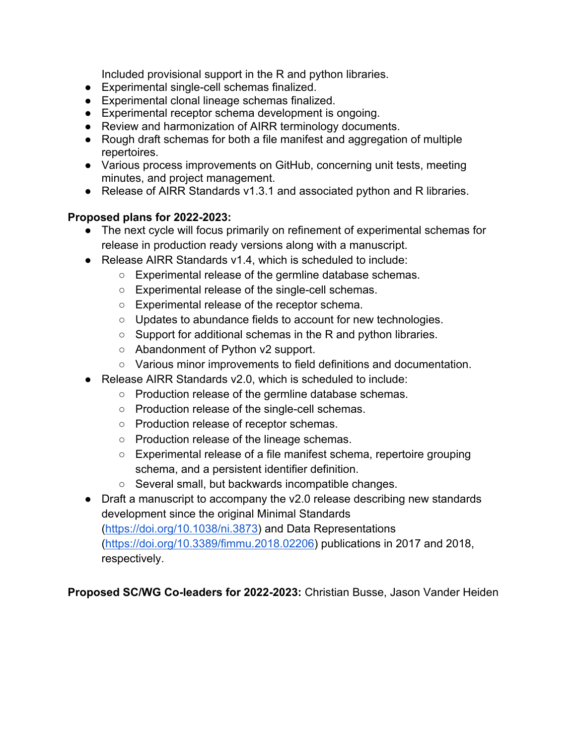Included provisional support in the R and python libraries.

- Experimental single-cell schemas finalized.
- Experimental clonal lineage schemas finalized.
- Experimental receptor schema development is ongoing.
- Review and harmonization of AIRR terminology documents.
- Rough draft schemas for both a file manifest and aggregation of multiple repertoires.
- Various process improvements on GitHub, concerning unit tests, meeting minutes, and project management.
- Release of AIRR Standards v1.3.1 and associated python and R libraries.

**Proposed plans for 2022-2023:**

- The next cycle will focus primarily on refinement of experimental schemas for release in production ready versions along with a manuscript.
- Release AIRR Standards v1.4, which is scheduled to include:
  - Experimental release of the germline database schemas.
  - Experimental release of the single-cell schemas.
  - Experimental release of the receptor schema.
  - Updates to abundance fields to account for new technologies.
  - Support for additional schemas in the R and python libraries.
  - Abandonment of Python v2 support.
  - Various minor improvements to field definitions and documentation.
- Release AIRR Standards v2.0, which is scheduled to include:
  - Production release of the germline database schemas.
  - Production release of the single-cell schemas.
  - Production release of receptor schemas.
  - Production release of the lineage schemas.
  - Experimental release of a file manifest schema, repertoire grouping schema, and a persistent identifier definition.
  - Several small, but backwards incompatible changes.
- Draft a manuscript to accompany the v2.0 release describing new standards development since the original Minimal Standards (https://doi.org/10.1038/ni.3873) and Data Representations (https://doi.org/10.3389/fimmu.2018.02206) publications in 2017 and 2018, respectively.

**Proposed SC/WG Co-leaders for 2022-2023:** Christian Busse, Jason Vander Heiden